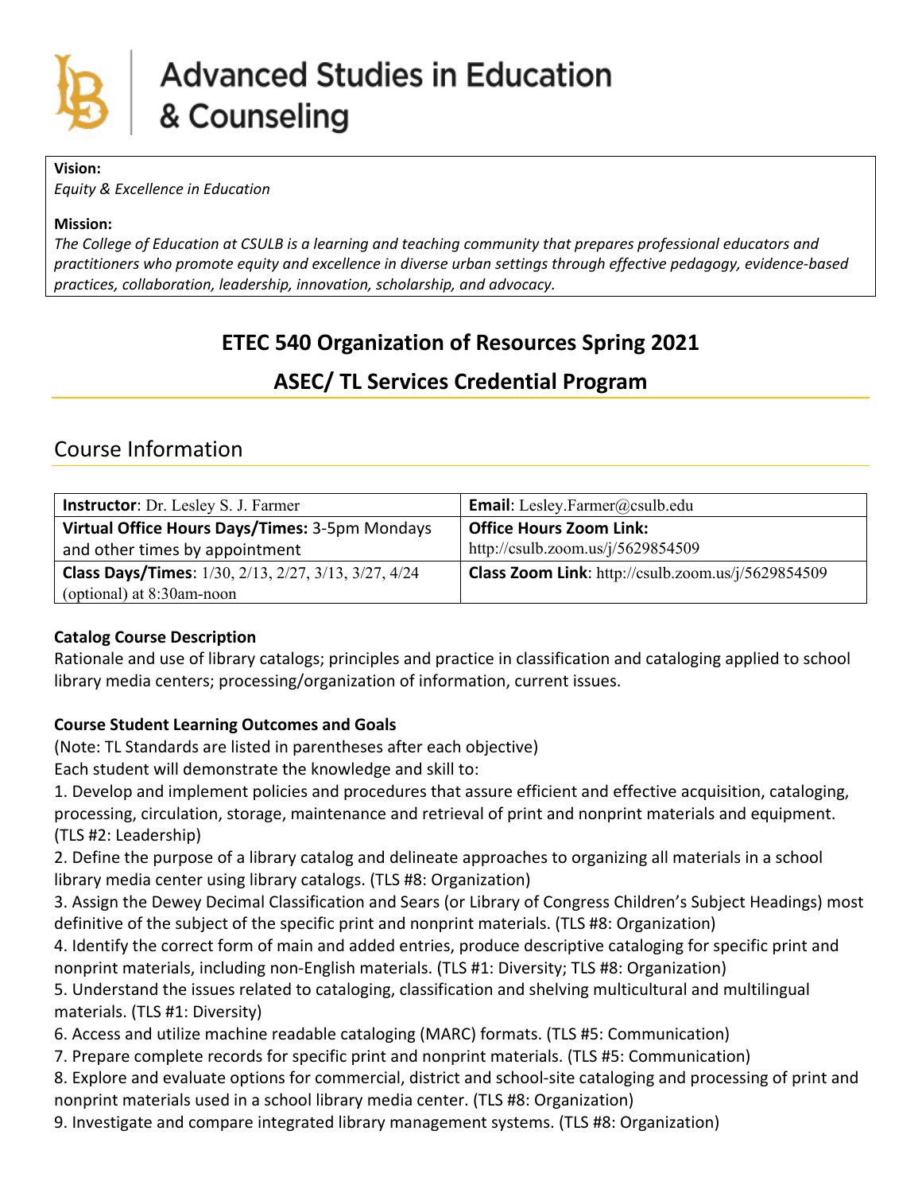# Advanced Studies in Education & Counseling

**Vision:**
*Equity & Excellence in Education*

**Mission:**
*The College of Education at CSULB is a learning and teaching community that prepares professional educators and practitioners who promote equity and excellence in diverse urban settings through effective pedagogy, evidence-based practices, collaboration, leadership, innovation, scholarship, and advocacy.*

## ETEC 540 Organization of Resources Spring 2021

## ASEC/ TL Services Credential Program

## Course Information

| **Instructor**: Dr. Lesley S. J. Farmer | **Email**: Lesley.Farmer@csulb.edu |
|---|---|
| **Virtual Office Hours Days/Times:** 3-5pm Mondays and other times by appointment | **Office Hours Zoom Link:** http://csulb.zoom.us/j/5629854509 |
| **Class Days/Times**: 1/30, 2/13, 2/27, 3/13, 3/27, 4/24 (optional) at 8:30am-noon | **Class Zoom Link**: http://csulb.zoom.us/j/5629854509 |

**Catalog Course Description**
Rationale and use of library catalogs; principles and practice in classification and cataloging applied to school library media centers; processing/organization of information, current issues.

**Course Student Learning Outcomes and Goals**
(Note: TL Standards are listed in parentheses after each objective)
Each student will demonstrate the knowledge and skill to:

1. Develop and implement policies and procedures that assure efficient and effective acquisition, cataloging, processing, circulation, storage, maintenance and retrieval of print and nonprint materials and equipment. (TLS #2: Leadership)
2. Define the purpose of a library catalog and delineate approaches to organizing all materials in a school library media center using library catalogs. (TLS #8: Organization)
3. Assign the Dewey Decimal Classification and Sears (or Library of Congress Children's Subject Headings) most definitive of the subject of the specific print and nonprint materials. (TLS #8: Organization)
4. Identify the correct form of main and added entries, produce descriptive cataloging for specific print and nonprint materials, including non-English materials. (TLS #1: Diversity; TLS #8: Organization)
5. Understand the issues related to cataloging, classification and shelving multicultural and multilingual materials. (TLS #1: Diversity)
6. Access and utilize machine readable cataloging (MARC) formats. (TLS #5: Communication)
7. Prepare complete records for specific print and nonprint materials. (TLS #5: Communication)
8. Explore and evaluate options for commercial, district and school-site cataloging and processing of print and nonprint materials used in a school library media center. (TLS #8: Organization)
9. Investigate and compare integrated library management systems. (TLS #8: Organization)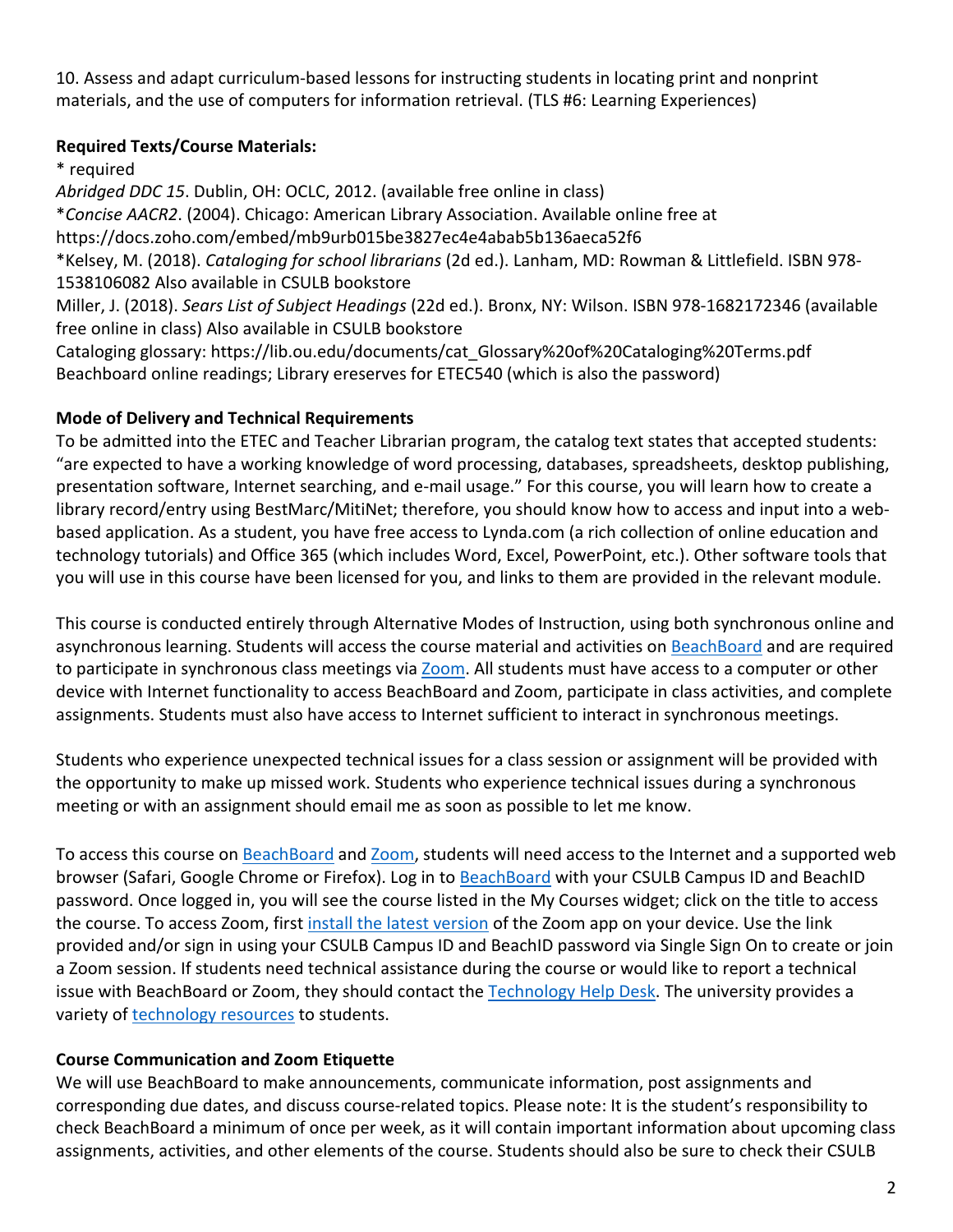10. Assess and adapt curriculum-based lessons for instructing students in locating print and nonprint materials, and the use of computers for information retrieval. (TLS #6: Learning Experiences)

**Required Texts/Course Materials:**

* required

*Abridged DDC 15*. Dublin, OH: OCLC, 2012. (available free online in class)

\**Concise AACR2*. (2004). Chicago: American Library Association. Available online free at https://docs.zoho.com/embed/mb9urb015be3827ec4e4abab5b136aeca52f6

*Kelsey, M. (2018). *Cataloging for school librarians* (2d ed.). Lanham, MD: Rowman & Littlefield. ISBN 978-1538106082 Also available in CSULB bookstore

Miller, J. (2018). *Sears List of Subject Headings* (22d ed.). Bronx, NY: Wilson. ISBN 978-1682172346 (available free online in class) Also available in CSULB bookstore

Cataloging glossary: https://lib.ou.edu/documents/cat_Glossary%20of%20Cataloging%20Terms.pdf

Beachboard online readings; Library ereserves for ETEC540 (which is also the password)

**Mode of Delivery and Technical Requirements**

To be admitted into the ETEC and Teacher Librarian program, the catalog text states that accepted students: "are expected to have a working knowledge of word processing, databases, spreadsheets, desktop publishing, presentation software, Internet searching, and e-mail usage." For this course, you will learn how to create a library record/entry using BestMarc/MitiNet; therefore, you should know how to access and input into a web-based application. As a student, you have free access to Lynda.com (a rich collection of online education and technology tutorials) and Office 365 (which includes Word, Excel, PowerPoint, etc.). Other software tools that you will use in this course have been licensed for you, and links to them are provided in the relevant module.

This course is conducted entirely through Alternative Modes of Instruction, using both synchronous online and asynchronous learning. Students will access the course material and activities on BeachBoard and are required to participate in synchronous class meetings via Zoom. All students must have access to a computer or other device with Internet functionality to access BeachBoard and Zoom, participate in class activities, and complete assignments. Students must also have access to Internet sufficient to interact in synchronous meetings.

Students who experience unexpected technical issues for a class session or assignment will be provided with the opportunity to make up missed work. Students who experience technical issues during a synchronous meeting or with an assignment should email me as soon as possible to let me know.

To access this course on BeachBoard and Zoom, students will need access to the Internet and a supported web browser (Safari, Google Chrome or Firefox). Log in to BeachBoard with your CSULB Campus ID and BeachID password. Once logged in, you will see the course listed in the My Courses widget; click on the title to access the course. To access Zoom, first install the latest version of the Zoom app on your device. Use the link provided and/or sign in using your CSULB Campus ID and BeachID password via Single Sign On to create or join a Zoom session. If students need technical assistance during the course or would like to report a technical issue with BeachBoard or Zoom, they should contact the Technology Help Desk. The university provides a variety of technology resources to students.

**Course Communication and Zoom Etiquette**

We will use BeachBoard to make announcements, communicate information, post assignments and corresponding due dates, and discuss course-related topics. Please note: It is the student's responsibility to check BeachBoard a minimum of once per week, as it will contain important information about upcoming class assignments, activities, and other elements of the course. Students should also be sure to check their CSULB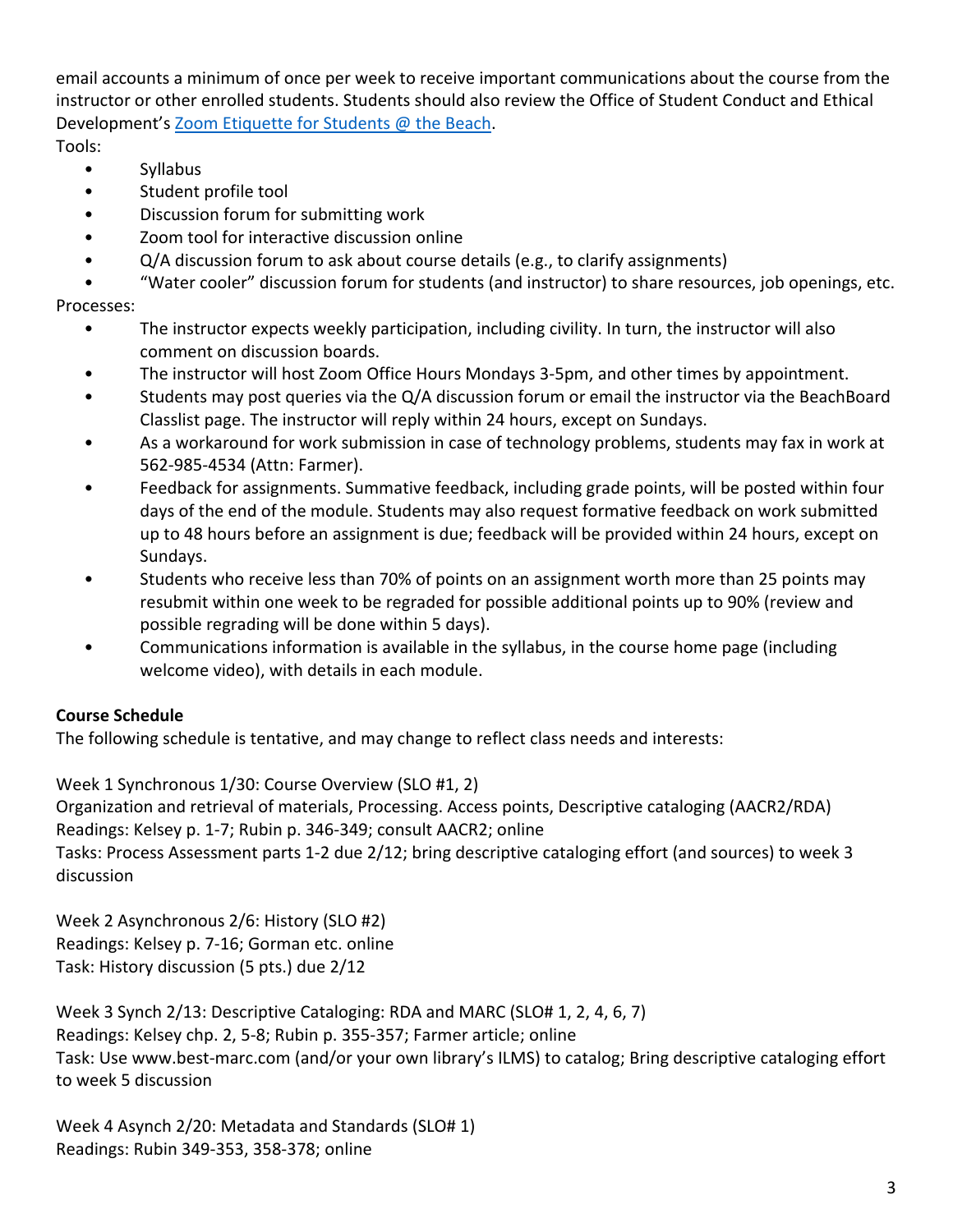email accounts a minimum of once per week to receive important communications about the course from the instructor or other enrolled students. Students should also review the Office of Student Conduct and Ethical Development's [Zoom Etiquette for Students @ the Beach](#).

Tools:

- Syllabus
- Student profile tool
- Discussion forum for submitting work
- Zoom tool for interactive discussion online
- Q/A discussion forum to ask about course details (e.g., to clarify assignments)
- "Water cooler" discussion forum for students (and instructor) to share resources, job openings, etc.

Processes:

- The instructor expects weekly participation, including civility. In turn, the instructor will also comment on discussion boards.
- The instructor will host Zoom Office Hours Mondays 3-5pm, and other times by appointment.
- Students may post queries via the Q/A discussion forum or email the instructor via the BeachBoard Classlist page. The instructor will reply within 24 hours, except on Sundays.
- As a workaround for work submission in case of technology problems, students may fax in work at 562-985-4534 (Attn: Farmer).
- Feedback for assignments. Summative feedback, including grade points, will be posted within four days of the end of the module. Students may also request formative feedback on work submitted up to 48 hours before an assignment is due; feedback will be provided within 24 hours, except on Sundays.
- Students who receive less than 70% of points on an assignment worth more than 25 points may resubmit within one week to be regraded for possible additional points up to 90% (review and possible regrading will be done within 5 days).
- Communications information is available in the syllabus, in the course home page (including welcome video), with details in each module.

**Course Schedule**

The following schedule is tentative, and may change to reflect class needs and interests:

Week 1 Synchronous 1/30: Course Overview (SLO #1, 2)
Organization and retrieval of materials, Processing. Access points, Descriptive cataloging (AACR2/RDA)
Readings: Kelsey p. 1-7; Rubin p. 346-349; consult AACR2; online
Tasks: Process Assessment parts 1-2 due 2/12; bring descriptive cataloging effort (and sources) to week 3 discussion

Week 2 Asynchronous 2/6: History (SLO #2)
Readings: Kelsey p. 7-16; Gorman etc. online
Task: History discussion (5 pts.) due 2/12

Week 3 Synch 2/13: Descriptive Cataloging: RDA and MARC (SLO# 1, 2, 4, 6, 7)
Readings: Kelsey chp. 2, 5-8; Rubin p. 355-357; Farmer article; online
Task: Use www.best-marc.com (and/or your own library's ILMS) to catalog; Bring descriptive cataloging effort to week 5 discussion

Week 4 Asynch 2/20: Metadata and Standards (SLO# 1)
Readings: Rubin 349-353, 358-378; online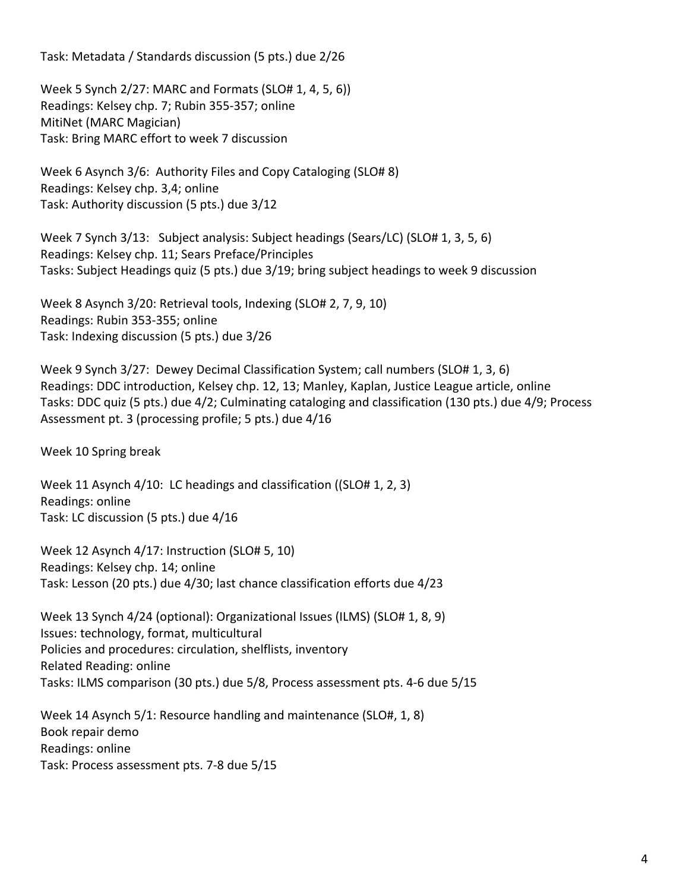Task: Metadata / Standards discussion (5 pts.) due 2/26

Week 5 Synch 2/27: MARC and Formats (SLO# 1, 4, 5, 6))
Readings: Kelsey chp. 7; Rubin 355-357; online
MitiNet (MARC Magician)
Task: Bring MARC effort to week 7 discussion

Week 6 Asynch 3/6: Authority Files and Copy Cataloging (SLO# 8)
Readings: Kelsey chp. 3,4; online
Task: Authority discussion (5 pts.) due 3/12

Week 7 Synch 3/13: Subject analysis: Subject headings (Sears/LC) (SLO# 1, 3, 5, 6)
Readings: Kelsey chp. 11; Sears Preface/Principles
Tasks: Subject Headings quiz (5 pts.) due 3/19; bring subject headings to week 9 discussion

Week 8 Asynch 3/20: Retrieval tools, Indexing (SLO# 2, 7, 9, 10)
Readings: Rubin 353-355; online
Task: Indexing discussion (5 pts.) due 3/26

Week 9 Synch 3/27: Dewey Decimal Classification System; call numbers (SLO# 1, 3, 6)
Readings: DDC introduction, Kelsey chp. 12, 13; Manley, Kaplan, Justice League article, online
Tasks: DDC quiz (5 pts.) due 4/2; Culminating cataloging and classification (130 pts.) due 4/9; Process Assessment pt. 3 (processing profile; 5 pts.) due 4/16

Week 10 Spring break

Week 11 Asynch 4/10: LC headings and classification ((SLO# 1, 2, 3)
Readings: online
Task: LC discussion (5 pts.) due 4/16

Week 12 Asynch 4/17: Instruction (SLO# 5, 10)
Readings: Kelsey chp. 14; online
Task: Lesson (20 pts.) due 4/30; last chance classification efforts due 4/23

Week 13 Synch 4/24 (optional): Organizational Issues (ILMS) (SLO# 1, 8, 9)
Issues: technology, format, multicultural
Policies and procedures: circulation, shelflists, inventory
Related Reading: online
Tasks: ILMS comparison (30 pts.) due 5/8, Process assessment pts. 4-6 due 5/15

Week 14 Asynch 5/1: Resource handling and maintenance (SLO#, 1, 8)
Book repair demo
Readings: online
Task: Process assessment pts. 7-8 due 5/15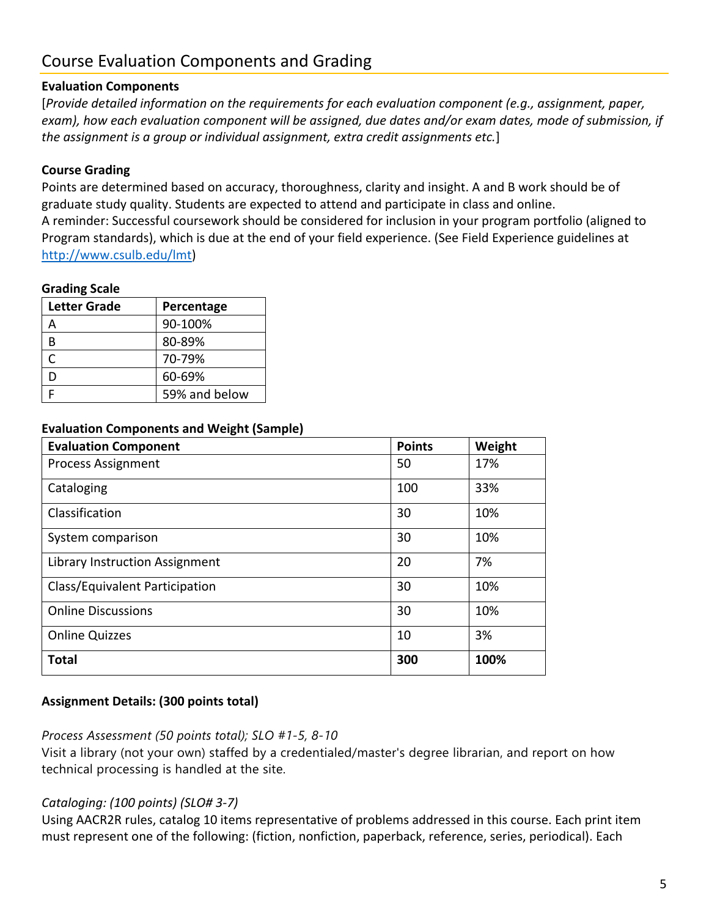## Course Evaluation Components and Grading

**Evaluation Components**

[*Provide detailed information on the requirements for each evaluation component (e.g., assignment, paper, exam), how each evaluation component will be assigned, due dates and/or exam dates, mode of submission, if the assignment is a group or individual assignment, extra credit assignments etc.*]

**Course Grading**

Points are determined based on accuracy, thoroughness, clarity and insight. A and B work should be of graduate study quality. Students are expected to attend and participate in class and online.
A reminder: Successful coursework should be considered for inclusion in your program portfolio (aligned to Program standards), which is due at the end of your field experience. (See Field Experience guidelines at http://www.csulb.edu/lmt)

**Grading Scale**

| Letter Grade | Percentage |
|---|---|
| A | 90-100% |
| B | 80-89% |
| C | 70-79% |
| D | 60-69% |
| F | 59% and below |

**Evaluation Components and Weight (Sample)**

| Evaluation Component | Points | Weight |
|---|---|---|
| Process Assignment | 50 | 17% |
| Cataloging | 100 | 33% |
| Classification | 30 | 10% |
| System comparison | 30 | 10% |
| Library Instruction Assignment | 20 | 7% |
| Class/Equivalent Participation | 30 | 10% |
| Online Discussions | 30 | 10% |
| Online Quizzes | 10 | 3% |
| **Total** | **300** | **100%** |

**Assignment Details: (300 points total)**

*Process Assessment (50 points total); SLO #1-5, 8-10*
Visit a library (not your own) staffed by a credentialed/master's degree librarian, and report on how technical processing is handled at the site.

*Cataloging: (100 points) (SLO# 3-7)*
Using AACR2R rules, catalog 10 items representative of problems addressed in this course. Each print item must represent one of the following: (fiction, nonfiction, paperback, reference, series, periodical). Each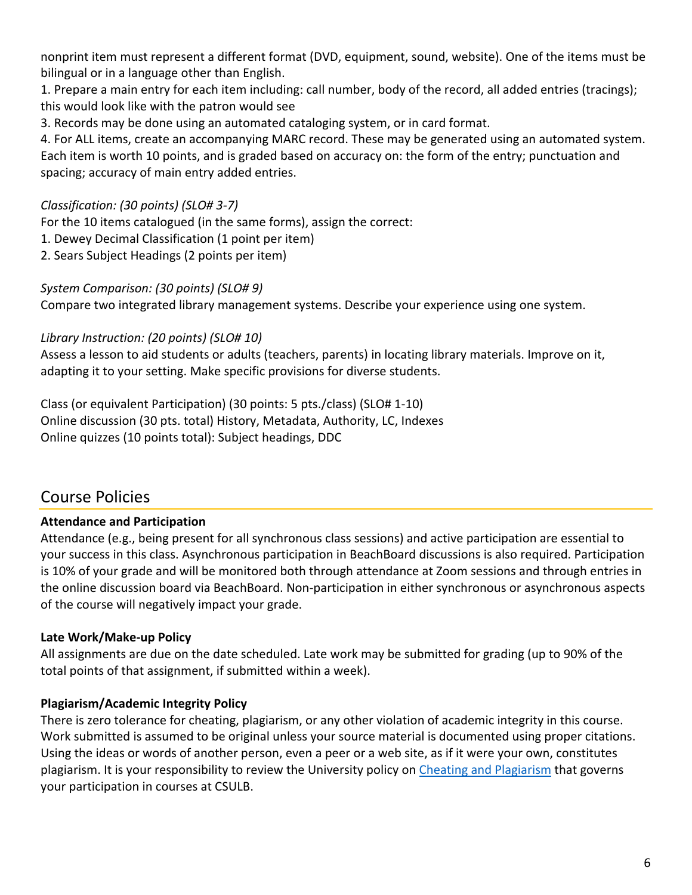nonprint item must represent a different format (DVD, equipment, sound, website). One of the items must be bilingual or in a language other than English.

1. Prepare a main entry for each item including: call number, body of the record, all added entries (tracings); this would look like with the patron would see
3. Records may be done using an automated cataloging system, or in card format.
4. For ALL items, create an accompanying MARC record. These may be generated using an automated system.

Each item is worth 10 points, and is graded based on accuracy on: the form of the entry; punctuation and spacing; accuracy of main entry added entries.

*Classification: (30 points) (SLO# 3-7)*

For the 10 items catalogued (in the same forms), assign the correct:

1. Dewey Decimal Classification (1 point per item)
2. Sears Subject Headings (2 points per item)

*System Comparison: (30 points) (SLO# 9)*

Compare two integrated library management systems. Describe your experience using one system.

*Library Instruction: (20 points) (SLO# 10)*

Assess a lesson to aid students or adults (teachers, parents) in locating library materials. Improve on it, adapting it to your setting. Make specific provisions for diverse students.

Class (or equivalent Participation) (30 points: 5 pts./class) (SLO# 1-10)
Online discussion (30 pts. total) History, Metadata, Authority, LC, Indexes
Online quizzes (10 points total): Subject headings, DDC

## Course Policies

**Attendance and Participation**

Attendance (e.g., being present for all synchronous class sessions) and active participation are essential to your success in this class. Asynchronous participation in BeachBoard discussions is also required. Participation is 10% of your grade and will be monitored both through attendance at Zoom sessions and through entries in the online discussion board via BeachBoard. Non-participation in either synchronous or asynchronous aspects of the course will negatively impact your grade.

**Late Work/Make-up Policy**

All assignments are due on the date scheduled. Late work may be submitted for grading (up to 90% of the total points of that assignment, if submitted within a week).

**Plagiarism/Academic Integrity Policy**

There is zero tolerance for cheating, plagiarism, or any other violation of academic integrity in this course. Work submitted is assumed to be original unless your source material is documented using proper citations. Using the ideas or words of another person, even a peer or a web site, as if it were your own, constitutes plagiarism. It is your responsibility to review the University policy on [Cheating and Plagiarism] that governs your participation in courses at CSULB.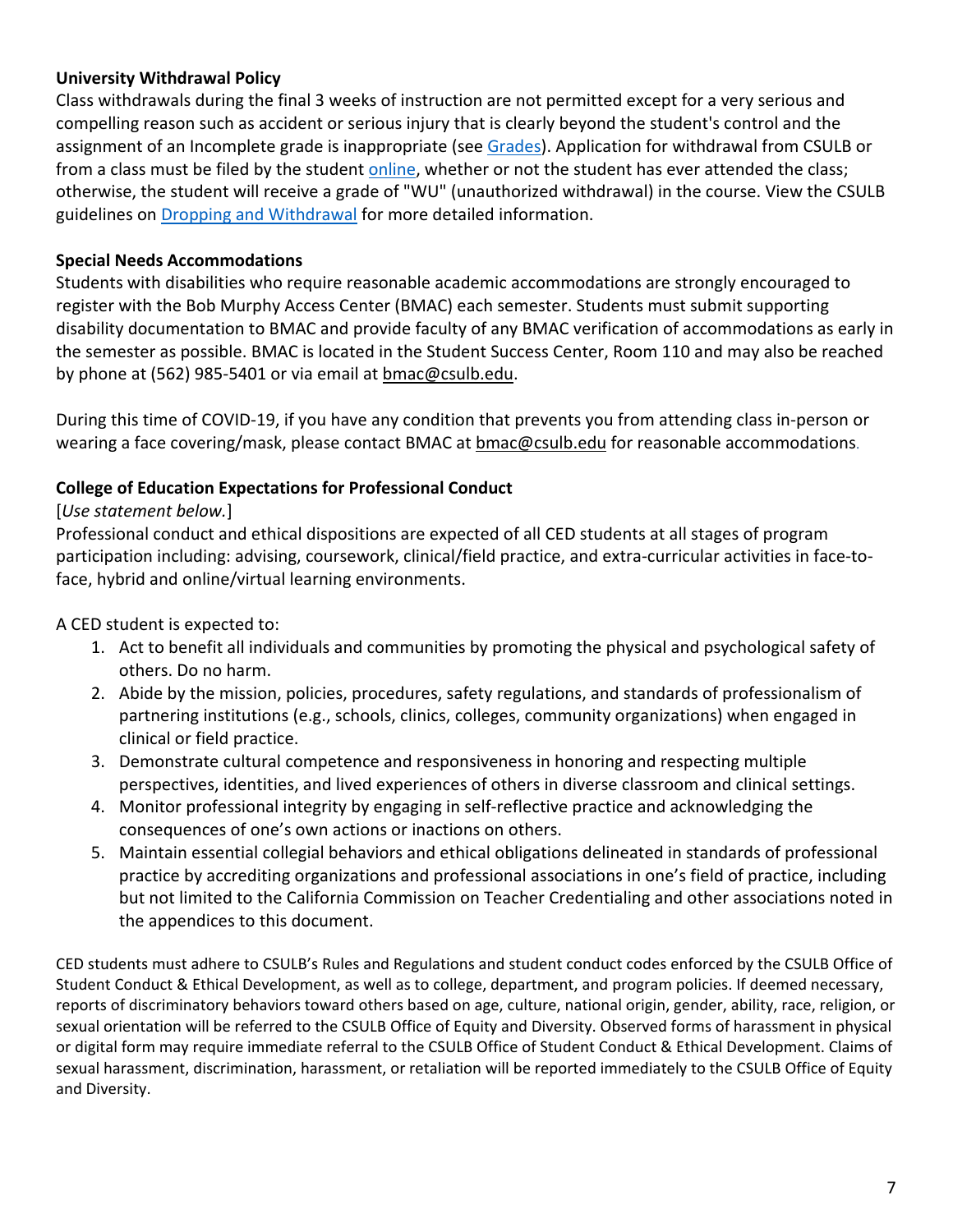**University Withdrawal Policy**

Class withdrawals during the final 3 weeks of instruction are not permitted except for a very serious and compelling reason such as accident or serious injury that is clearly beyond the student's control and the assignment of an Incomplete grade is inappropriate (see Grades). Application for withdrawal from CSULB or from a class must be filed by the student online, whether or not the student has ever attended the class; otherwise, the student will receive a grade of "WU" (unauthorized withdrawal) in the course. View the CSULB guidelines on Dropping and Withdrawal for more detailed information.

**Special Needs Accommodations**

Students with disabilities who require reasonable academic accommodations are strongly encouraged to register with the Bob Murphy Access Center (BMAC) each semester. Students must submit supporting disability documentation to BMAC and provide faculty of any BMAC verification of accommodations as early in the semester as possible. BMAC is located in the Student Success Center, Room 110 and may also be reached by phone at (562) 985-5401 or via email at bmac@csulb.edu.

During this time of COVID-19, if you have any condition that prevents you from attending class in-person or wearing a face covering/mask, please contact BMAC at bmac@csulb.edu for reasonable accommodations.

**College of Education Expectations for Professional Conduct**

[*Use statement below.*]

Professional conduct and ethical dispositions are expected of all CED students at all stages of program participation including: advising, coursework, clinical/field practice, and extra-curricular activities in face-to-face, hybrid and online/virtual learning environments.

A CED student is expected to:

1. Act to benefit all individuals and communities by promoting the physical and psychological safety of others. Do no harm.
2. Abide by the mission, policies, procedures, safety regulations, and standards of professionalism of partnering institutions (e.g., schools, clinics, colleges, community organizations) when engaged in clinical or field practice.
3. Demonstrate cultural competence and responsiveness in honoring and respecting multiple perspectives, identities, and lived experiences of others in diverse classroom and clinical settings.
4. Monitor professional integrity by engaging in self-reflective practice and acknowledging the consequences of one's own actions or inactions on others.
5. Maintain essential collegial behaviors and ethical obligations delineated in standards of professional practice by accrediting organizations and professional associations in one's field of practice, including but not limited to the California Commission on Teacher Credentialing and other associations noted in the appendices to this document.

CED students must adhere to CSULB's Rules and Regulations and student conduct codes enforced by the CSULB Office of Student Conduct & Ethical Development, as well as to college, department, and program policies. If deemed necessary, reports of discriminatory behaviors toward others based on age, culture, national origin, gender, ability, race, religion, or sexual orientation will be referred to the CSULB Office of Equity and Diversity. Observed forms of harassment in physical or digital form may require immediate referral to the CSULB Office of Student Conduct & Ethical Development. Claims of sexual harassment, discrimination, harassment, or retaliation will be reported immediately to the CSULB Office of Equity and Diversity.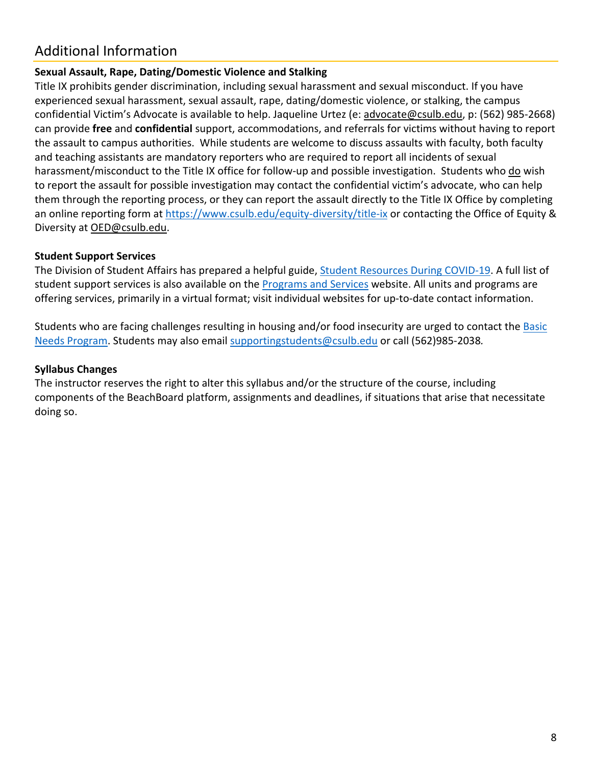## Additional Information

**Sexual Assault, Rape, Dating/Domestic Violence and Stalking**

Title IX prohibits gender discrimination, including sexual harassment and sexual misconduct. If you have experienced sexual harassment, sexual assault, rape, dating/domestic violence, or stalking, the campus confidential Victim's Advocate is available to help. Jaqueline Urtez (e: advocate@csulb.edu, p: (562) 985-2668) can provide **free** and **confidential** support, accommodations, and referrals for victims without having to report the assault to campus authorities. While students are welcome to discuss assaults with faculty, both faculty and teaching assistants are mandatory reporters who are required to report all incidents of sexual harassment/misconduct to the Title IX office for follow-up and possible investigation. Students who do wish to report the assault for possible investigation may contact the confidential victim's advocate, who can help them through the reporting process, or they can report the assault directly to the Title IX Office by completing an online reporting form at https://www.csulb.edu/equity-diversity/title-ix or contacting the Office of Equity & Diversity at OED@csulb.edu.

**Student Support Services**

The Division of Student Affairs has prepared a helpful guide, Student Resources During COVID-19. A full list of student support services is also available on the Programs and Services website. All units and programs are offering services, primarily in a virtual format; visit individual websites for up-to-date contact information.

Students who are facing challenges resulting in housing and/or food insecurity are urged to contact the Basic Needs Program. Students may also email supportingstudents@csulb.edu or call (562)985-2038.

**Syllabus Changes**

The instructor reserves the right to alter this syllabus and/or the structure of the course, including components of the BeachBoard platform, assignments and deadlines, if situations that arise that necessitate doing so.